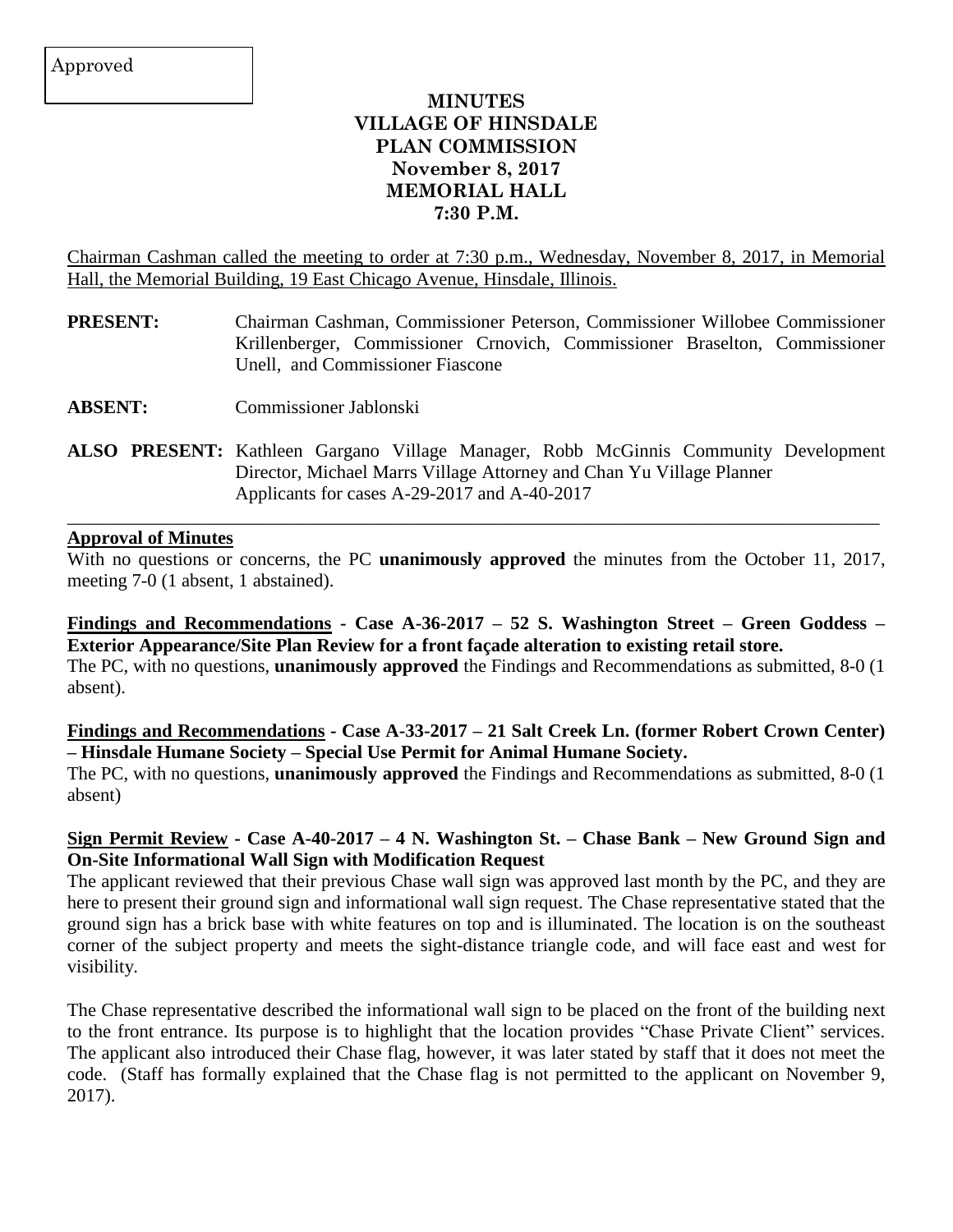Approved

# MINUTES
# VILLAGE OF HINSDALE
# PLAN COMMISSION
# November 8, 2017
# MEMORIAL HALL
# 7:30 P.M.

Chairman Cashman called the meeting to order at 7:30 p.m., Wednesday, November 8, 2017, in Memorial Hall, the Memorial Building, 19 East Chicago Avenue, Hinsdale, Illinois.

**PRESENT:** Chairman Cashman, Commissioner Peterson, Commissioner Willobee Commissioner Krillenberger, Commissioner Crnovich, Commissioner Braselton, Commissioner Unell, and Commissioner Fiascone

**ABSENT:** Commissioner Jablonski

**ALSO PRESENT:** Kathleen Gargano Village Manager, Robb McGinnis Community Development Director, Michael Marrs Village Attorney and Chan Yu Village Planner
Applicants for cases A-29-2017 and A-40-2017

---

**Approval of Minutes**

With no questions or concerns, the PC **unanimously approved** the minutes from the October 11, 2017, meeting 7-0 (1 absent, 1 abstained).

**Findings and Recommendations - Case A-36-2017 – 52 S. Washington Street – Green Goddess – Exterior Appearance/Site Plan Review for a front façade alteration to existing retail store.**

The PC, with no questions, **unanimously approved** the Findings and Recommendations as submitted, 8-0 (1 absent).

**Findings and Recommendations - Case A-33-2017 – 21 Salt Creek Ln. (former Robert Crown Center) – Hinsdale Humane Society – Special Use Permit for Animal Humane Society.**

The PC, with no questions, **unanimously approved** the Findings and Recommendations as submitted, 8-0 (1 absent)

**Sign Permit Review - Case A-40-2017 – 4 N. Washington St. – Chase Bank – New Ground Sign and On-Site Informational Wall Sign with Modification Request**

The applicant reviewed that their previous Chase wall sign was approved last month by the PC, and they are here to present their ground sign and informational wall sign request. The Chase representative stated that the ground sign has a brick base with white features on top and is illuminated. The location is on the southeast corner of the subject property and meets the sight-distance triangle code, and will face east and west for visibility.

The Chase representative described the informational wall sign to be placed on the front of the building next to the front entrance. Its purpose is to highlight that the location provides "Chase Private Client" services. The applicant also introduced their Chase flag, however, it was later stated by staff that it does not meet the code. (Staff has formally explained that the Chase flag is not permitted to the applicant on November 9, 2017).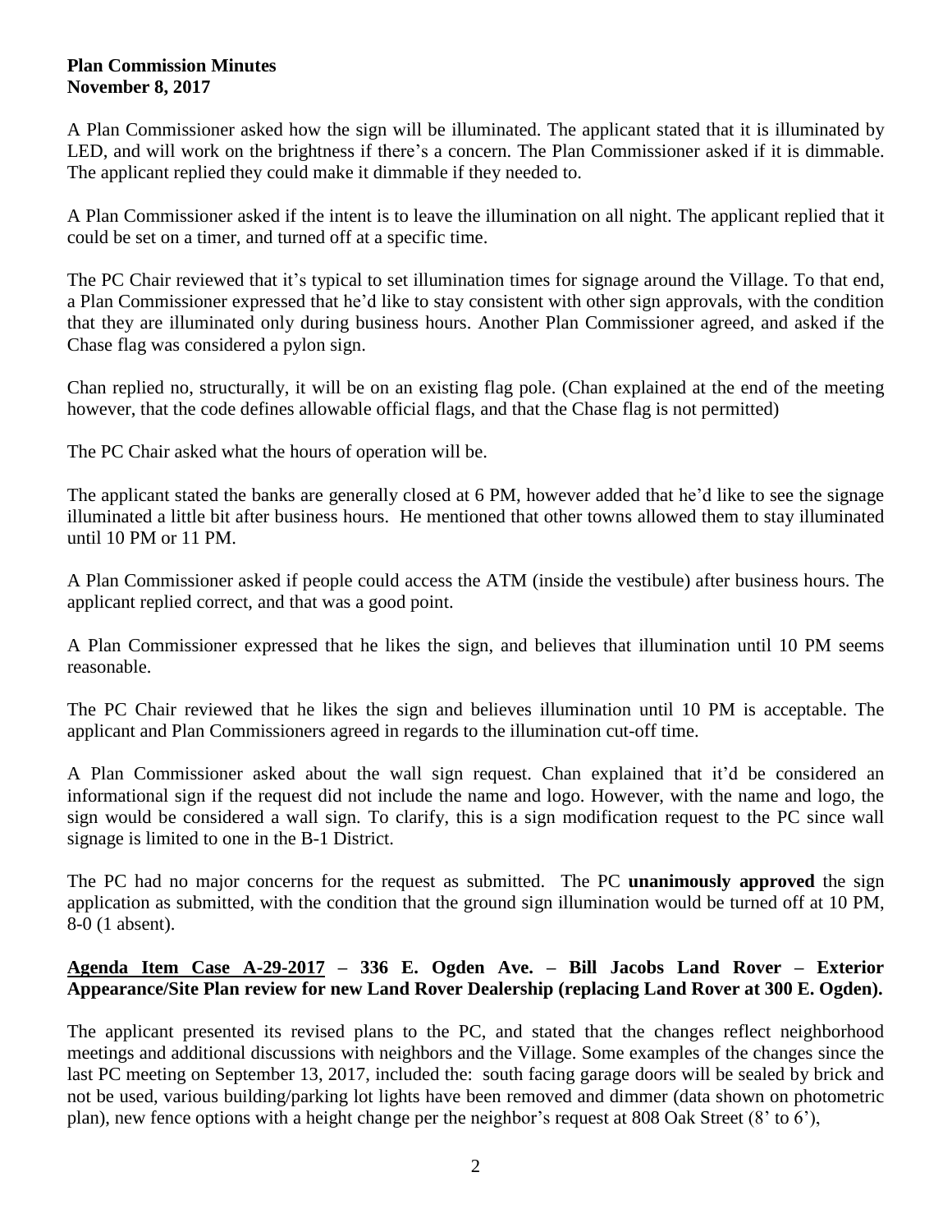**Plan Commission Minutes**
**November 8, 2017**

A Plan Commissioner asked how the sign will be illuminated. The applicant stated that it is illuminated by LED, and will work on the brightness if there's a concern. The Plan Commissioner asked if it is dimmable. The applicant replied they could make it dimmable if they needed to.

A Plan Commissioner asked if the intent is to leave the illumination on all night. The applicant replied that it could be set on a timer, and turned off at a specific time.

The PC Chair reviewed that it's typical to set illumination times for signage around the Village. To that end, a Plan Commissioner expressed that he'd like to stay consistent with other sign approvals, with the condition that they are illuminated only during business hours. Another Plan Commissioner agreed, and asked if the Chase flag was considered a pylon sign.

Chan replied no, structurally, it will be on an existing flag pole. (Chan explained at the end of the meeting however, that the code defines allowable official flags, and that the Chase flag is not permitted)

The PC Chair asked what the hours of operation will be.

The applicant stated the banks are generally closed at 6 PM, however added that he'd like to see the signage illuminated a little bit after business hours. He mentioned that other towns allowed them to stay illuminated until 10 PM or 11 PM.

A Plan Commissioner asked if people could access the ATM (inside the vestibule) after business hours. The applicant replied correct, and that was a good point.

A Plan Commissioner expressed that he likes the sign, and believes that illumination until 10 PM seems reasonable.

The PC Chair reviewed that he likes the sign and believes illumination until 10 PM is acceptable. The applicant and Plan Commissioners agreed in regards to the illumination cut-off time.

A Plan Commissioner asked about the wall sign request. Chan explained that it'd be considered an informational sign if the request did not include the name and logo. However, with the name and logo, the sign would be considered a wall sign. To clarify, this is a sign modification request to the PC since wall signage is limited to one in the B-1 District.

The PC had no major concerns for the request as submitted. The PC **unanimously approved** the sign application as submitted, with the condition that the ground sign illumination would be turned off at 10 PM, 8-0 (1 absent).

**<u>Agenda Item Case A-29-2017</u> – 336 E. Ogden Ave. – Bill Jacobs Land Rover – Exterior Appearance/Site Plan review for new Land Rover Dealership (replacing Land Rover at 300 E. Ogden).**

The applicant presented its revised plans to the PC, and stated that the changes reflect neighborhood meetings and additional discussions with neighbors and the Village. Some examples of the changes since the last PC meeting on September 13, 2017, included the: south facing garage doors will be sealed by brick and not be used, various building/parking lot lights have been removed and dimmer (data shown on photometric plan), new fence options with a height change per the neighbor's request at 808 Oak Street (8' to 6'),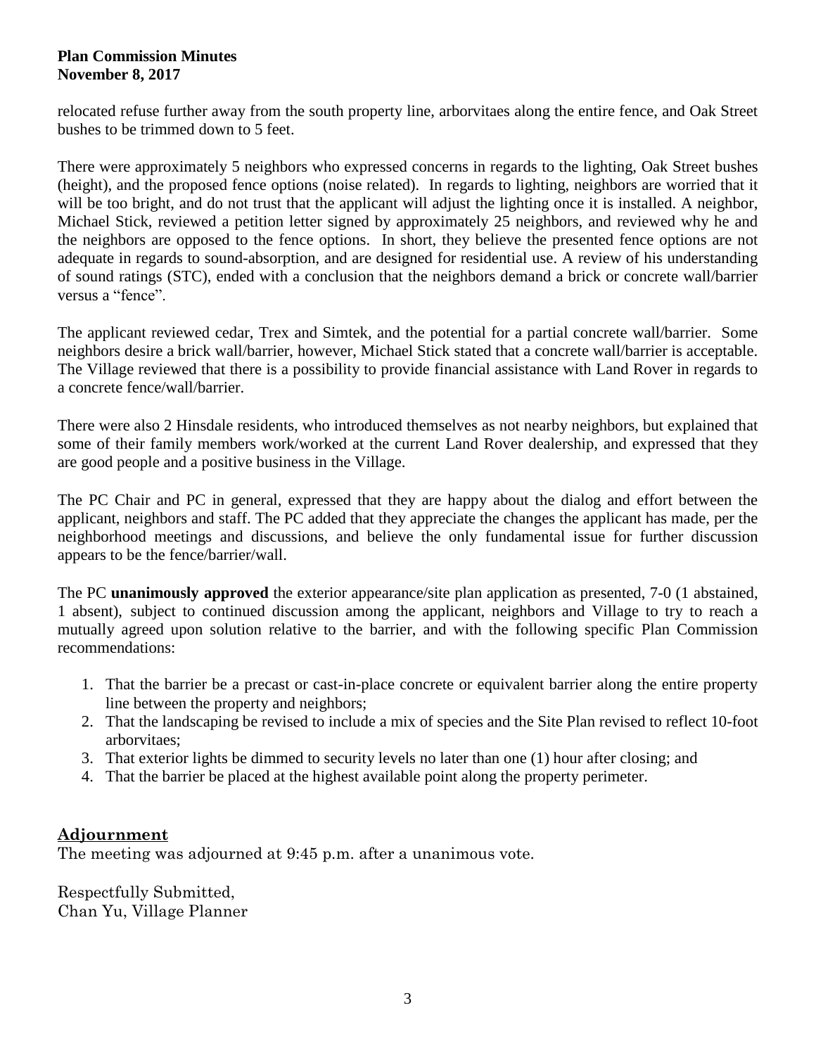relocated refuse further away from the south property line, arborvitaes along the entire fence, and Oak Street bushes to be trimmed down to 5 feet.

There were approximately 5 neighbors who expressed concerns in regards to the lighting, Oak Street bushes (height), and the proposed fence options (noise related). In regards to lighting, neighbors are worried that it will be too bright, and do not trust that the applicant will adjust the lighting once it is installed. A neighbor, Michael Stick, reviewed a petition letter signed by approximately 25 neighbors, and reviewed why he and the neighbors are opposed to the fence options. In short, they believe the presented fence options are not adequate in regards to sound-absorption, and are designed for residential use. A review of his understanding of sound ratings (STC), ended with a conclusion that the neighbors demand a brick or concrete wall/barrier versus a "fence".

The applicant reviewed cedar, Trex and Simtek, and the potential for a partial concrete wall/barrier. Some neighbors desire a brick wall/barrier, however, Michael Stick stated that a concrete wall/barrier is acceptable. The Village reviewed that there is a possibility to provide financial assistance with Land Rover in regards to a concrete fence/wall/barrier.

There were also 2 Hinsdale residents, who introduced themselves as not nearby neighbors, but explained that some of their family members work/worked at the current Land Rover dealership, and expressed that they are good people and a positive business in the Village.

The PC Chair and PC in general, expressed that they are happy about the dialog and effort between the applicant, neighbors and staff. The PC added that they appreciate the changes the applicant has made, per the neighborhood meetings and discussions, and believe the only fundamental issue for further discussion appears to be the fence/barrier/wall.

The PC **unanimously approved** the exterior appearance/site plan application as presented, 7-0 (1 abstained, 1 absent), subject to continued discussion among the applicant, neighbors and Village to try to reach a mutually agreed upon solution relative to the barrier, and with the following specific Plan Commission recommendations:

1. That the barrier be a precast or cast-in-place concrete or equivalent barrier along the entire property line between the property and neighbors;
2. That the landscaping be revised to include a mix of species and the Site Plan revised to reflect 10-foot arborvitaes;
3. That exterior lights be dimmed to security levels no later than one (1) hour after closing; and
4. That the barrier be placed at the highest available point along the property perimeter.

## Adjournment

The meeting was adjourned at 9:45 p.m. after a unanimous vote.

Respectfully Submitted,
Chan Yu, Village Planner